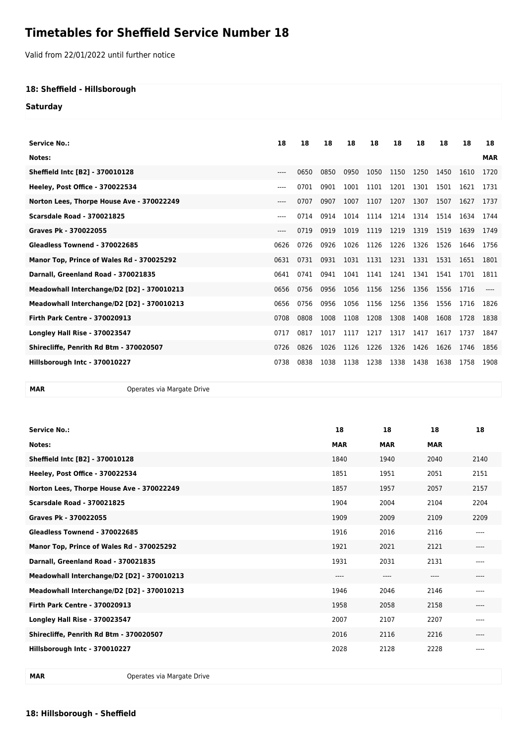# Timetables for Sheffield Service Number 18

Valid from 22/01/2022 until further notice

### 18: Sheffield - Hillsborough

**Saturday**

| Service No.: | 18 | 18 | 18 | 18 | 18 | 18 | 18 | 18 | 18 | 18 |
|---|---|---|---|---|---|---|---|---|---|---|
| Notes: | | | | | | | | | | MAR |
| Sheffield Intc [B2] - 370010128 | ---- | 0650 | 0850 | 0950 | 1050 | 1150 | 1250 | 1450 | 1610 | 1720 |
| Heeley, Post Office - 370022534 | ---- | 0701 | 0901 | 1001 | 1101 | 1201 | 1301 | 1501 | 1621 | 1731 |
| Norton Lees, Thorpe House Ave - 370022249 | ---- | 0707 | 0907 | 1007 | 1107 | 1207 | 1307 | 1507 | 1627 | 1737 |
| Scarsdale Road - 370021825 | ---- | 0714 | 0914 | 1014 | 1114 | 1214 | 1314 | 1514 | 1634 | 1744 |
| Graves Pk - 370022055 | ---- | 0719 | 0919 | 1019 | 1119 | 1219 | 1319 | 1519 | 1639 | 1749 |
| Gleadless Townend - 370022685 | 0626 | 0726 | 0926 | 1026 | 1126 | 1226 | 1326 | 1526 | 1646 | 1756 |
| Manor Top, Prince of Wales Rd - 370025292 | 0631 | 0731 | 0931 | 1031 | 1131 | 1231 | 1331 | 1531 | 1651 | 1801 |
| Darnall, Greenland Road - 370021835 | 0641 | 0741 | 0941 | 1041 | 1141 | 1241 | 1341 | 1541 | 1701 | 1811 |
| Meadowhall Interchange/D2 [D2] - 370010213 | 0656 | 0756 | 0956 | 1056 | 1156 | 1256 | 1356 | 1556 | 1716 | ---- |
| Meadowhall Interchange/D2 [D2] - 370010213 | 0656 | 0756 | 0956 | 1056 | 1156 | 1256 | 1356 | 1556 | 1716 | 1826 |
| Firth Park Centre - 370020913 | 0708 | 0808 | 1008 | 1108 | 1208 | 1308 | 1408 | 1608 | 1728 | 1838 |
| Longley Hall Rise - 370023547 | 0717 | 0817 | 1017 | 1117 | 1217 | 1317 | 1417 | 1617 | 1737 | 1847 |
| Shirecliffe, Penrith Rd Btm - 370020507 | 0726 | 0826 | 1026 | 1126 | 1226 | 1326 | 1426 | 1626 | 1746 | 1856 |
| Hillsborough Intc - 370010227 | 0738 | 0838 | 1038 | 1138 | 1238 | 1338 | 1438 | 1638 | 1758 | 1908 |

| | |
|---|---|
| MAR | Operates via Margate Drive |

| Service No.: | 18 | 18 | 18 | 18 |
|---|---|---|---|---|
| Notes: | MAR | MAR | MAR | |
| Sheffield Intc [B2] - 370010128 | 1840 | 1940 | 2040 | 2140 |
| Heeley, Post Office - 370022534 | 1851 | 1951 | 2051 | 2151 |
| Norton Lees, Thorpe House Ave - 370022249 | 1857 | 1957 | 2057 | 2157 |
| Scarsdale Road - 370021825 | 1904 | 2004 | 2104 | 2204 |
| Graves Pk - 370022055 | 1909 | 2009 | 2109 | 2209 |
| Gleadless Townend - 370022685 | 1916 | 2016 | 2116 | ---- |
| Manor Top, Prince of Wales Rd - 370025292 | 1921 | 2021 | 2121 | ---- |
| Darnall, Greenland Road - 370021835 | 1931 | 2031 | 2131 | ---- |
| Meadowhall Interchange/D2 [D2] - 370010213 | ---- | ---- | ---- | ---- |
| Meadowhall Interchange/D2 [D2] - 370010213 | 1946 | 2046 | 2146 | ---- |
| Firth Park Centre - 370020913 | 1958 | 2058 | 2158 | ---- |
| Longley Hall Rise - 370023547 | 2007 | 2107 | 2207 | ---- |
| Shirecliffe, Penrith Rd Btm - 370020507 | 2016 | 2116 | 2216 | ---- |
| Hillsborough Intc - 370010227 | 2028 | 2128 | 2228 | ---- |

| | |
|---|---|
| MAR | Operates via Margate Drive |

### 18: Hillsborough - Sheffield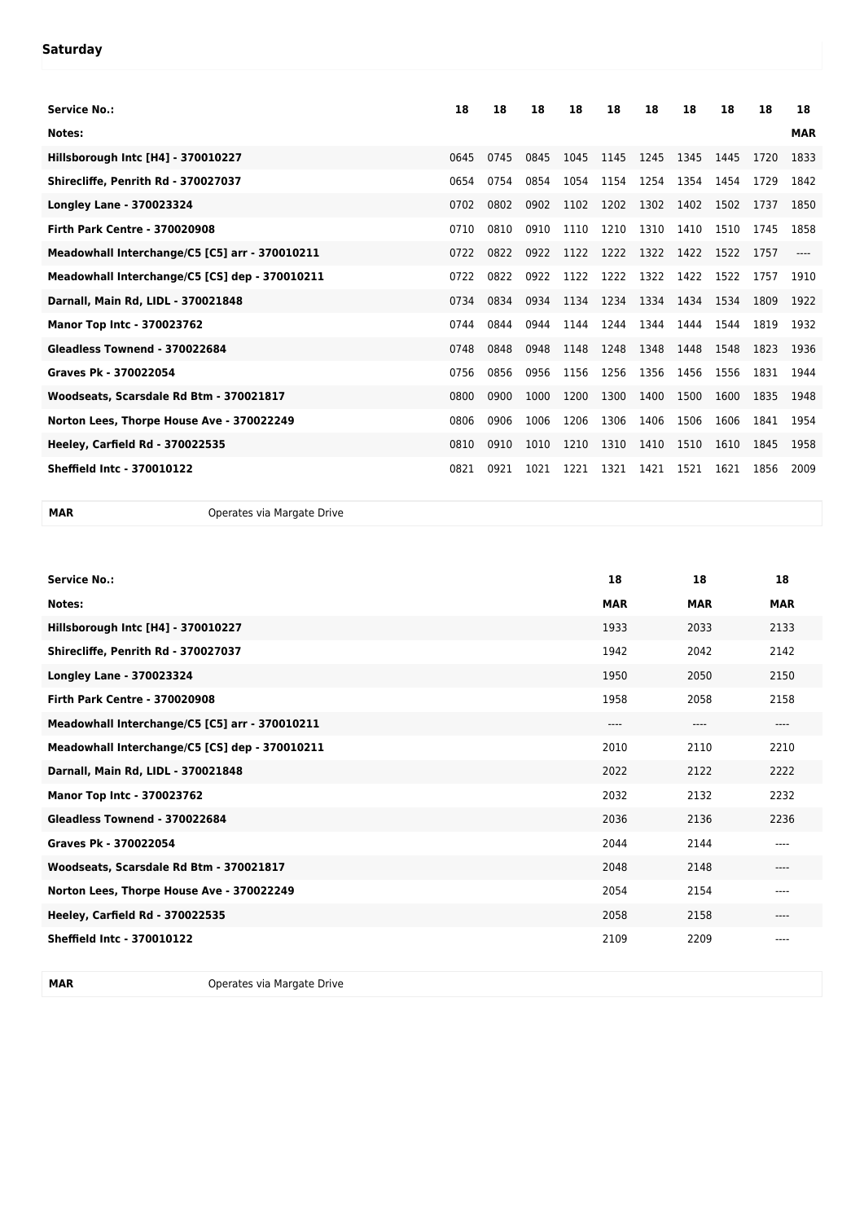## Saturday

| Service No.: | 18 | 18 | 18 | 18 | 18 | 18 | 18 | 18 | 18 | 18 |
|---|---|---|---|---|---|---|---|---|---|---|
| Notes: | | | | | | | | | | MAR |
| Hillsborough Intc [H4] - 370010227 | 0645 | 0745 | 0845 | 1045 | 1145 | 1245 | 1345 | 1445 | 1720 | 1833 |
| Shirecliffe, Penrith Rd - 370027037 | 0654 | 0754 | 0854 | 1054 | 1154 | 1254 | 1354 | 1454 | 1729 | 1842 |
| Longley Lane - 370023324 | 0702 | 0802 | 0902 | 1102 | 1202 | 1302 | 1402 | 1502 | 1737 | 1850 |
| Firth Park Centre - 370020908 | 0710 | 0810 | 0910 | 1110 | 1210 | 1310 | 1410 | 1510 | 1745 | 1858 |
| Meadowhall Interchange/C5 [C5] arr - 370010211 | 0722 | 0822 | 0922 | 1122 | 1222 | 1322 | 1422 | 1522 | 1757 | ---- |
| Meadowhall Interchange/C5 [CS] dep - 370010211 | 0722 | 0822 | 0922 | 1122 | 1222 | 1322 | 1422 | 1522 | 1757 | 1910 |
| Darnall, Main Rd, LIDL - 370021848 | 0734 | 0834 | 0934 | 1134 | 1234 | 1334 | 1434 | 1534 | 1809 | 1922 |
| Manor Top Intc - 370023762 | 0744 | 0844 | 0944 | 1144 | 1244 | 1344 | 1444 | 1544 | 1819 | 1932 |
| Gleadless Townend - 370022684 | 0748 | 0848 | 0948 | 1148 | 1248 | 1348 | 1448 | 1548 | 1823 | 1936 |
| Graves Pk - 370022054 | 0756 | 0856 | 0956 | 1156 | 1256 | 1356 | 1456 | 1556 | 1831 | 1944 |
| Woodseats, Scarsdale Rd Btm - 370021817 | 0800 | 0900 | 1000 | 1200 | 1300 | 1400 | 1500 | 1600 | 1835 | 1948 |
| Norton Lees, Thorpe House Ave - 370022249 | 0806 | 0906 | 1006 | 1206 | 1306 | 1406 | 1506 | 1606 | 1841 | 1954 |
| Heeley, Carfield Rd - 370022535 | 0810 | 0910 | 1010 | 1210 | 1310 | 1410 | 1510 | 1610 | 1845 | 1958 |
| Sheffield Intc - 370010122 | 0821 | 0921 | 1021 | 1221 | 1321 | 1421 | 1521 | 1621 | 1856 | 2009 |

**MAR** Operates via Margate Drive

| Service No.: | 18 | 18 | 18 |
|---|---|---|---|
| Notes: | MAR | MAR | MAR |
| Hillsborough Intc [H4] - 370010227 | 1933 | 2033 | 2133 |
| Shirecliffe, Penrith Rd - 370027037 | 1942 | 2042 | 2142 |
| Longley Lane - 370023324 | 1950 | 2050 | 2150 |
| Firth Park Centre - 370020908 | 1958 | 2058 | 2158 |
| Meadowhall Interchange/C5 [C5] arr - 370010211 | ---- | ---- | ---- |
| Meadowhall Interchange/C5 [CS] dep - 370010211 | 2010 | 2110 | 2210 |
| Darnall, Main Rd, LIDL - 370021848 | 2022 | 2122 | 2222 |
| Manor Top Intc - 370023762 | 2032 | 2132 | 2232 |
| Gleadless Townend - 370022684 | 2036 | 2136 | 2236 |
| Graves Pk - 370022054 | 2044 | 2144 | ---- |
| Woodseats, Scarsdale Rd Btm - 370021817 | 2048 | 2148 | ---- |
| Norton Lees, Thorpe House Ave - 370022249 | 2054 | 2154 | ---- |
| Heeley, Carfield Rd - 370022535 | 2058 | 2158 | ---- |
| Sheffield Intc - 370010122 | 2109 | 2209 | ---- |

**MAR** Operates via Margate Drive